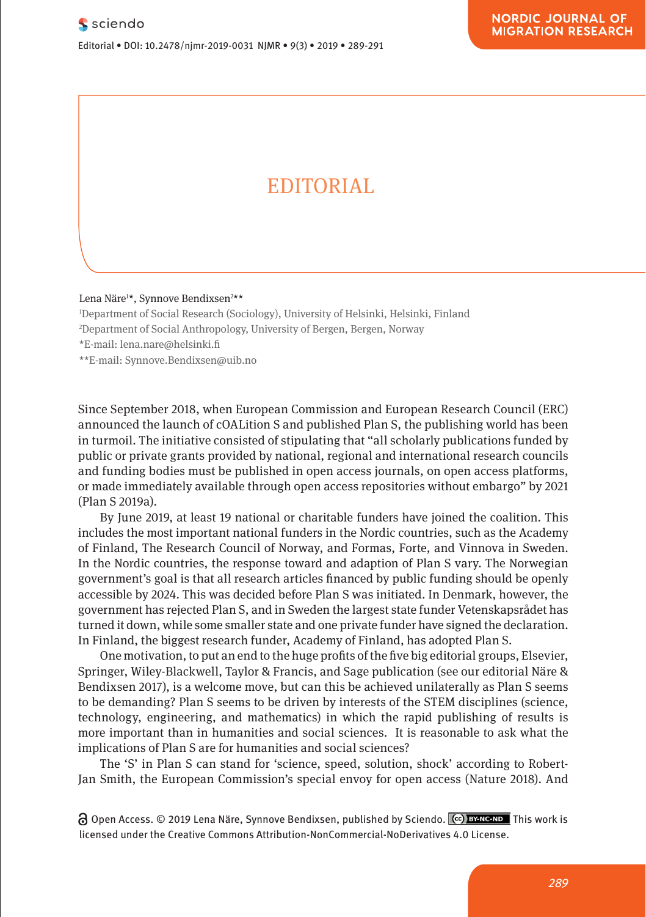# EDITORIAL

Lena Näre[1]*, Synnove Bendixsen[2]**

[1]Department of Social Research (Sociology), University of Helsinki, Helsinki, Finland

[2]Department of Social Anthropology, University of Bergen, Bergen, Norway

*E-mail: lena.nare@helsinki.fi

**E-mail: Synnove.Bendixsen@uib.no

Since September 2018, when European Commission and European Research Council (ERC) announced the launch of cOAlition S and published Plan S, the publishing world has been in turmoil. The initiative consisted of stipulating that "all scholarly publications funded by public or private grants provided by national, regional and international research councils and funding bodies must be published in open access journals, on open access platforms, or made immediately available through open access repositories without embargo" by 2021 (Plan S 2019a).

By June 2019, at least 19 national or charitable funders have joined the coalition. This includes the most important national funders in the Nordic countries, such as the Academy of Finland, The Research Council of Norway, and Formas, Forte, and Vinnova in Sweden. In the Nordic countries, the response toward and adaption of Plan S vary. The Norwegian government's goal is that all research articles financed by public funding should be openly accessible by 2024. This was decided before Plan S was initiated. In Denmark, however, the government has rejected Plan S, and in Sweden the largest state funder Vetenskapsrådet has turned it down, while some smaller state and one private funder have signed the declaration. In Finland, the biggest research funder, Academy of Finland, has adopted Plan S.

One motivation, to put an end to the huge profits of the five big editorial groups, Elsevier, Springer, Wiley-Blackwell, Taylor & Francis, and Sage publication (see our editorial Näre & Bendixsen 2017), is a welcome move, but can this be achieved unilaterally as Plan S seems to be demanding? Plan S seems to be driven by interests of the STEM disciplines (science, technology, engineering, and mathematics) in which the rapid publishing of results is more important than in humanities and social sciences. It is reasonable to ask what the implications of Plan S are for humanities and social sciences?

The 'S' in Plan S can stand for 'science, speed, solution, shock' according to Robert-Jan Smith, the European Commission's special envoy for open access (Nature 2018). And

Open Access. © 2019 Lena Näre, Synnove Bendixsen, published by Sciendo. This work is licensed under the Creative Commons Attribution-NonCommercial-NoDerivatives 4.0 License.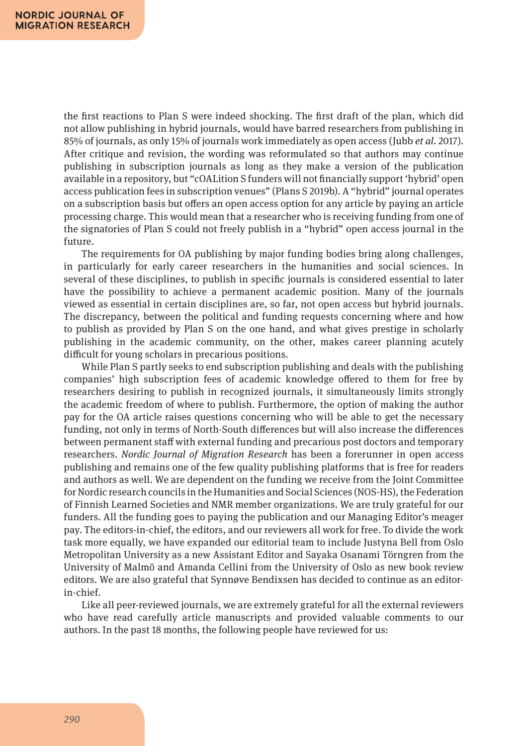the first reactions to Plan S were indeed shocking. The first draft of the plan, which did not allow publishing in hybrid journals, would have barred researchers from publishing in 85% of journals, as only 15% of journals work immediately as open access (Jubb *et al*. 2017). After critique and revision, the wording was reformulated so that authors may continue publishing in subscription journals as long as they make a version of the publication available in a repository, but "cOALition S funders will not financially support 'hybrid' open access publication fees in subscription venues" (Plans S 2019b). A "hybrid" journal operates on a subscription basis but offers an open access option for any article by paying an article processing charge. This would mean that a researcher who is receiving funding from one of the signatories of Plan S could not freely publish in a "hybrid" open access journal in the future.

The requirements for OA publishing by major funding bodies bring along challenges, in particularly for early career researchers in the humanities and social sciences. In several of these disciplines, to publish in specific journals is considered essential to later have the possibility to achieve a permanent academic position. Many of the journals viewed as essential in certain disciplines are, so far, not open access but hybrid journals. The discrepancy, between the political and funding requests concerning where and how to publish as provided by Plan S on the one hand, and what gives prestige in scholarly publishing in the academic community, on the other, makes career planning acutely difficult for young scholars in precarious positions.

While Plan S partly seeks to end subscription publishing and deals with the publishing companies' high subscription fees of academic knowledge offered to them for free by researchers desiring to publish in recognized journals, it simultaneously limits strongly the academic freedom of where to publish. Furthermore, the option of making the author pay for the OA article raises questions concerning who will be able to get the necessary funding, not only in terms of North-South differences but will also increase the differences between permanent staff with external funding and precarious post doctors and temporary researchers. *Nordic Journal of Migration Research* has been a forerunner in open access publishing and remains one of the few quality publishing platforms that is free for readers and authors as well. We are dependent on the funding we receive from the Joint Committee for Nordic research councils in the Humanities and Social Sciences (NOS-HS), the Federation of Finnish Learned Societies and NMR member organizations. We are truly grateful for our funders. All the funding goes to paying the publication and our Managing Editor's meager pay. The editors-in-chief, the editors, and our reviewers all work for free. To divide the work task more equally, we have expanded our editorial team to include Justyna Bell from Oslo Metropolitan University as a new Assistant Editor and Sayaka Osanami Törngren from the University of Malmö and Amanda Cellini from the University of Oslo as new book review editors. We are also grateful that Synnøve Bendixsen has decided to continue as an editor-in-chief.

Like all peer-reviewed journals, we are extremely grateful for all the external reviewers who have read carefully article manuscripts and provided valuable comments to our authors. In the past 18 months, the following people have reviewed for us: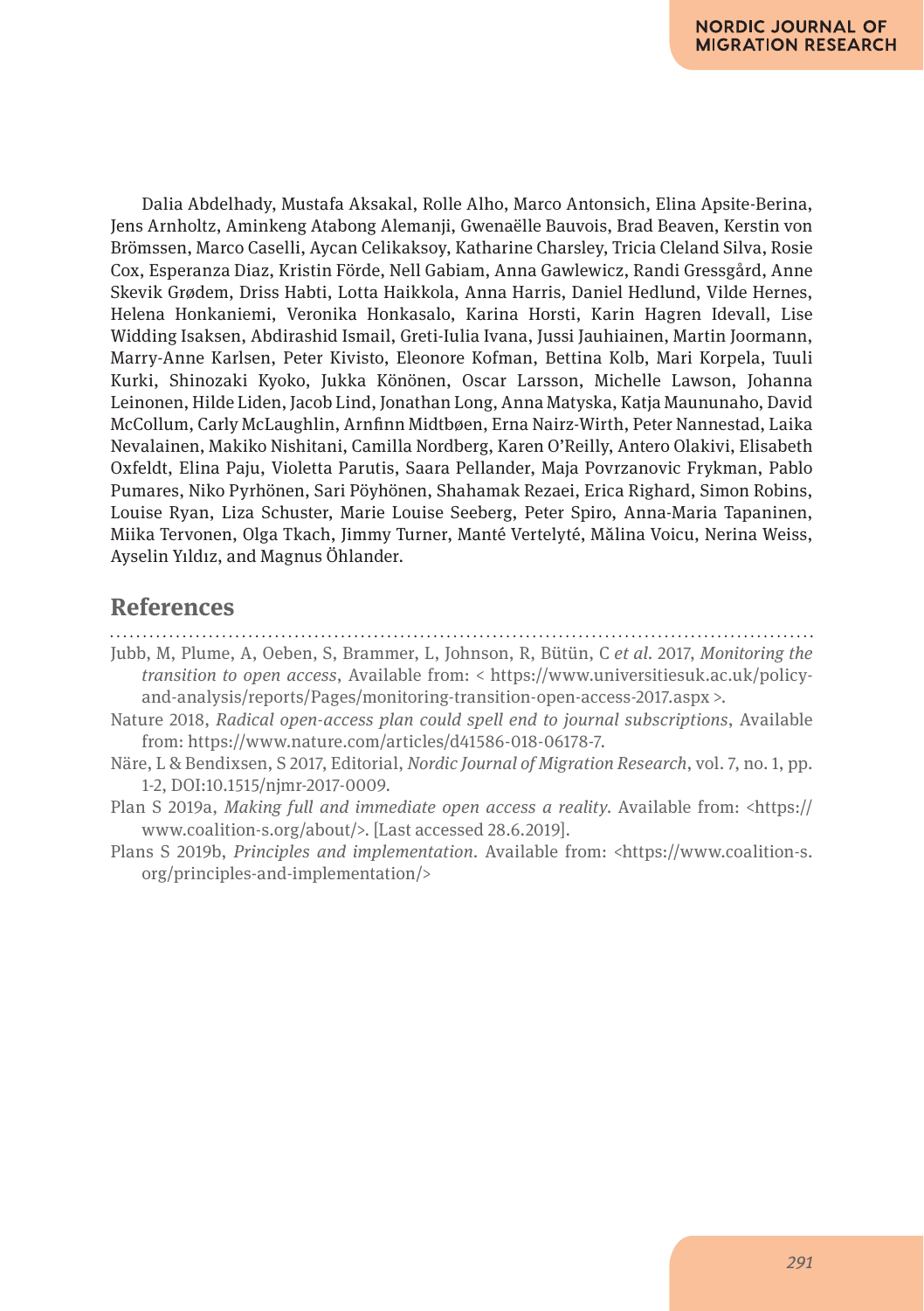Dalia Abdelhady, Mustafa Aksakal, Rolle Alho, Marco Antonsich, Elina Apsite-Berina, Jens Arnholtz, Aminkeng Atabong Alemanji, Gwenaëlle Bauvois, Brad Beaven, Kerstin von Brömssen, Marco Caselli, Aycan Celikaksoy, Katharine Charsley, Tricia Cleland Silva, Rosie Cox, Esperanza Diaz, Kristin Förde, Nell Gabiam, Anna Gawlewicz, Randi Gressgård, Anne Skevik Grødem, Driss Habti, Lotta Haikkola, Anna Harris, Daniel Hedlund, Vilde Hernes, Helena Honkaniemi, Veronika Honkasalo, Karina Horsti, Karin Hagren Idevall, Lise Widding Isaksen, Abdirashid Ismail, Greti-Iulia Ivana, Jussi Jauhiainen, Martin Joormann, Marry-Anne Karlsen, Peter Kivisto, Eleonore Kofman, Bettina Kolb, Mari Korpela, Tuuli Kurki, Shinozaki Kyoko, Jukka Könönen, Oscar Larsson, Michelle Lawson, Johanna Leinonen, Hilde Liden, Jacob Lind, Jonathan Long, Anna Matyska, Katja Maununaho, David McCollum, Carly McLaughlin, Arnfinn Midtbøen, Erna Nairz-Wirth, Peter Nannestad, Laika Nevalainen, Makiko Nishitani, Camilla Nordberg, Karen O'Reilly, Antero Olakivi, Elisabeth Oxfeldt, Elina Paju, Violetta Parutis, Saara Pellander, Maja Povrzanovic Frykman, Pablo Pumares, Niko Pyrhönen, Sari Pöyhönen, Shahamak Rezaei, Erica Righard, Simon Robins, Louise Ryan, Liza Schuster, Marie Louise Seeberg, Peter Spiro, Anna-Maria Tapaninen, Miika Tervonen, Olga Tkach, Jimmy Turner, Manté Vertelyté, Mălina Voicu, Nerina Weiss, Ayselin Yıldız, and Magnus Öhlander.

## References

Jubb, M, Plume, A, Oeben, S, Brammer, L, Johnson, R, Bütün, C *et al*. 2017, *Monitoring the transition to open access*, Available from: < https://www.universitiesuk.ac.uk/policy-and-analysis/reports/Pages/monitoring-transition-open-access-2017.aspx >.

Nature 2018, *Radical open-access plan could spell end to journal subscriptions*, Available from: https://www.nature.com/articles/d41586-018-06178-7.

Näre, L & Bendixsen, S 2017, Editorial, *Nordic Journal of Migration Research*, vol. 7, no. 1, pp. 1-2, DOI:10.1515/njmr-2017-0009.

Plan S 2019a, *Making full and immediate open access a reality*. Available from: <https://www.coalition-s.org/about/>. [Last accessed 28.6.2019].

Plans S 2019b, *Principles and implementation*. Available from: <https://www.coalition-s.org/principles-and-implementation/>